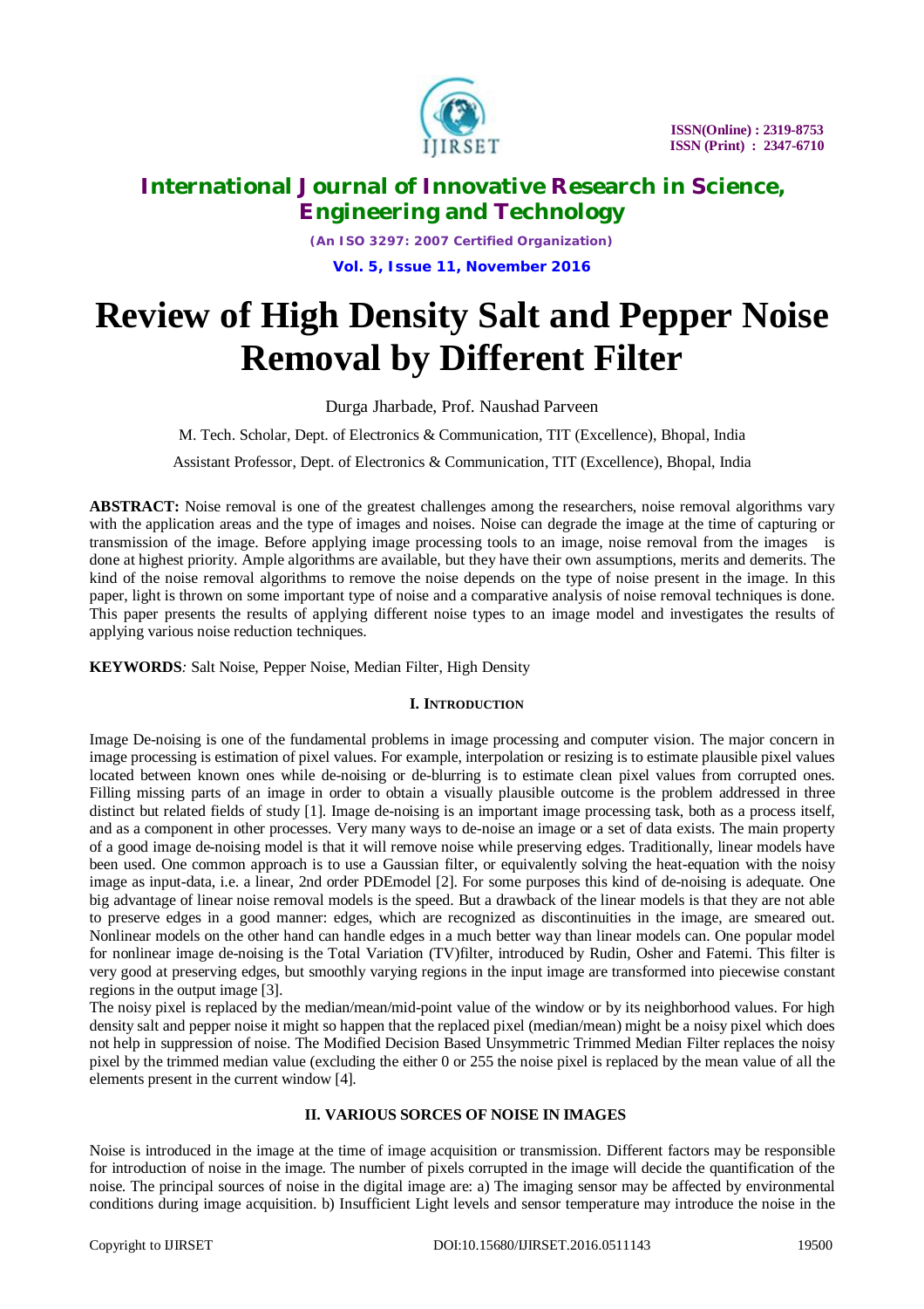# International Journal of Innovative Research in Science, Engineering and Technology

*(An ISO 3297: 2007 Certified Organization)*

**Vol. 5, Issue 11, November 2016**

# Review of High Density Salt and Pepper Noise Removal by Different Filter

Durga Jharbade, Prof. Naushad Parveen

M. Tech. Scholar, Dept. of Electronics & Communication, TIT (Excellence), Bhopal, India

Assistant Professor, Dept. of Electronics & Communication, TIT (Excellence), Bhopal, India

**ABSTRACT:** Noise removal is one of the greatest challenges among the researchers, noise removal algorithms vary with the application areas and the type of images and noises. Noise can degrade the image at the time of capturing or transmission of the image. Before applying image processing tools to an image, noise removal from the images is done at highest priority. Ample algorithms are available, but they have their own assumptions, merits and demerits. The kind of the noise removal algorithms to remove the noise depends on the type of noise present in the image. In this paper, light is thrown on some important type of noise and a comparative analysis of noise removal techniques is done. This paper presents the results of applying different noise types to an image model and investigates the results of applying various noise reduction techniques.

**KEYWORDS***:* Salt Noise, Pepper Noise, Median Filter, High Density

## I. INTRODUCTION

Image De-noising is one of the fundamental problems in image processing and computer vision. The major concern in image processing is estimation of pixel values. For example, interpolation or resizing is to estimate plausible pixel values located between known ones while de-noising or de-blurring is to estimate clean pixel values from corrupted ones. Filling missing parts of an image in order to obtain a visually plausible outcome is the problem addressed in three distinct but related fields of study [1]. Image de-noising is an important image processing task, both as a process itself, and as a component in other processes. Very many ways to de-noise an image or a set of data exists. The main property of a good image de-noising model is that it will remove noise while preserving edges. Traditionally, linear models have been used. One common approach is to use a Gaussian filter, or equivalently solving the heat-equation with the noisy image as input-data, i.e. a linear, 2nd order PDEmodel [2]. For some purposes this kind of de-noising is adequate. One big advantage of linear noise removal models is the speed. But a drawback of the linear models is that they are not able to preserve edges in a good manner: edges, which are recognized as discontinuities in the image, are smeared out. Nonlinear models on the other hand can handle edges in a much better way than linear models can. One popular model for nonlinear image de-noising is the Total Variation (TV)filter, introduced by Rudin, Osher and Fatemi. This filter is very good at preserving edges, but smoothly varying regions in the input image are transformed into piecewise constant regions in the output image [3].

The noisy pixel is replaced by the median/mean/mid-point value of the window or by its neighborhood values. For high density salt and pepper noise it might so happen that the replaced pixel (median/mean) might be a noisy pixel which does not help in suppression of noise. The Modified Decision Based Unsymmetric Trimmed Median Filter replaces the noisy pixel by the trimmed median value (excluding the either 0 or 255 the noise pixel is replaced by the mean value of all the elements present in the current window [4].

## II. VARIOUS SORCES OF NOISE IN IMAGES

Noise is introduced in the image at the time of image acquisition or transmission. Different factors may be responsible for introduction of noise in the image. The number of pixels corrupted in the image will decide the quantification of the noise. The principal sources of noise in the digital image are: a) The imaging sensor may be affected by environmental conditions during image acquisition. b) Insufficient Light levels and sensor temperature may introduce the noise in the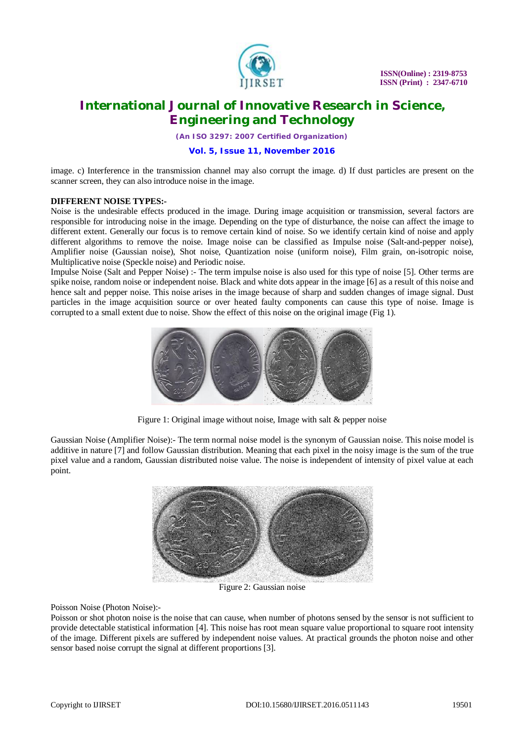image. c) Interference in the transmission channel may also corrupt the image. d) If dust particles are present on the scanner screen, they can also introduce noise in the image.

**DIFFERENT NOISE TYPES:-**

Noise is the undesirable effects produced in the image. During image acquisition or transmission, several factors are responsible for introducing noise in the image. Depending on the type of disturbance, the noise can affect the image to different extent. Generally our focus is to remove certain kind of noise. So we identify certain kind of noise and apply different algorithms to remove the noise. Image noise can be classified as Impulse noise (Salt-and-pepper noise), Amplifier noise (Gaussian noise), Shot noise, Quantization noise (uniform noise), Film grain, on-isotropic noise, Multiplicative noise (Speckle noise) and Periodic noise.

Impulse Noise (Salt and Pepper Noise) :- The term impulse noise is also used for this type of noise [5]. Other terms are spike noise, random noise or independent noise. Black and white dots appear in the image [6] as a result of this noise and hence salt and pepper noise. This noise arises in the image because of sharp and sudden changes of image signal. Dust particles in the image acquisition source or over heated faulty components can cause this type of noise. Image is corrupted to a small extent due to noise. Show the effect of this noise on the original image (Fig 1).

Figure 1: Original image without noise, Image with salt & pepper noise

Gaussian Noise (Amplifier Noise):- The term normal noise model is the synonym of Gaussian noise. This noise model is additive in nature [7] and follow Gaussian distribution. Meaning that each pixel in the noisy image is the sum of the true pixel value and a random, Gaussian distributed noise value. The noise is independent of intensity of pixel value at each point.

Figure 2: Gaussian noise

Poisson Noise (Photon Noise):-

Poisson or shot photon noise is the noise that can cause, when number of photons sensed by the sensor is not sufficient to provide detectable statistical information [4]. This noise has root mean square value proportional to square root intensity of the image. Different pixels are suffered by independent noise values. At practical grounds the photon noise and other sensor based noise corrupt the signal at different proportions [3].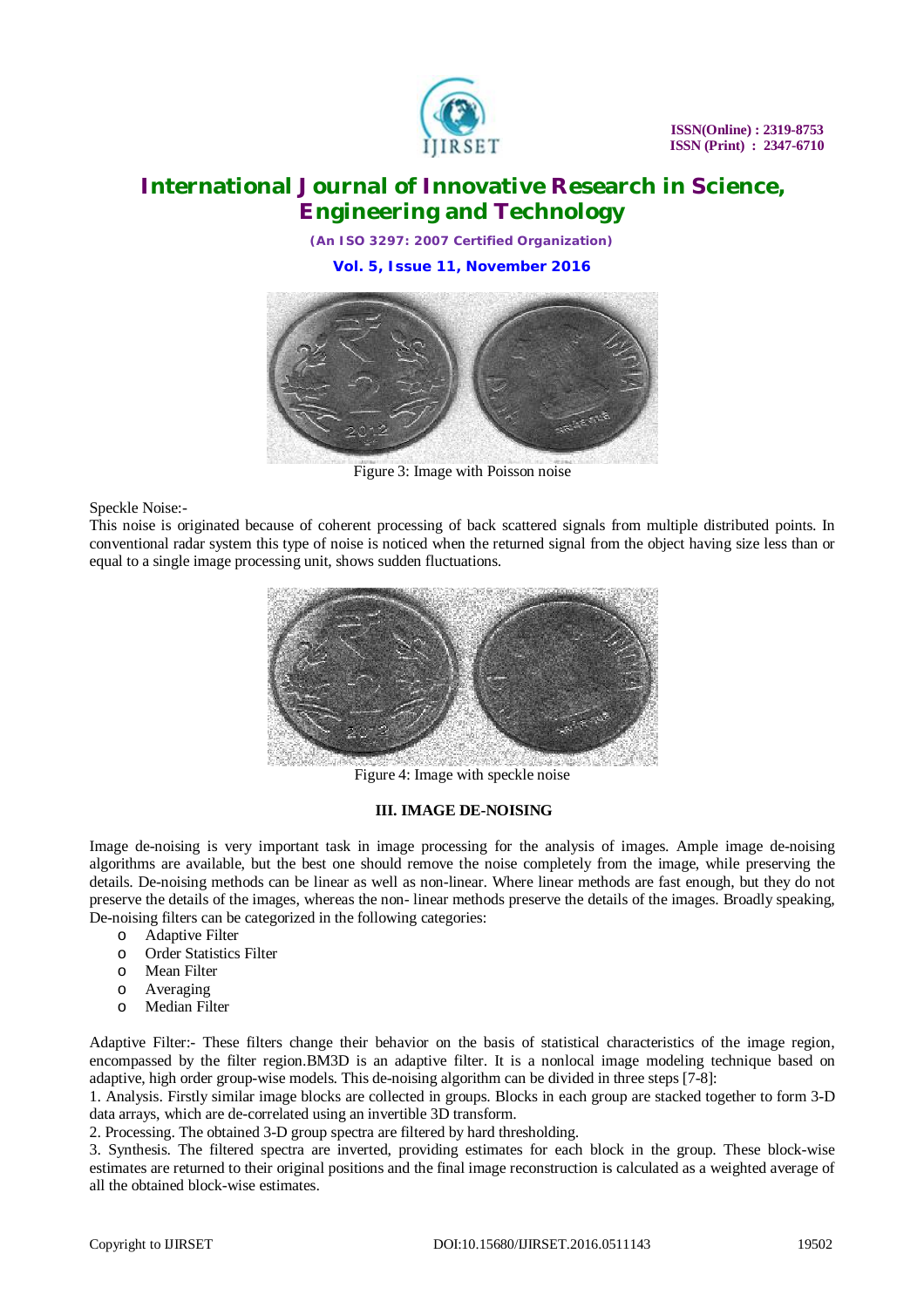Figure 3: Image with Poisson noise

Speckle Noise:-

This noise is originated because of coherent processing of back scattered signals from multiple distributed points. In conventional radar system this type of noise is noticed when the returned signal from the object having size less than or equal to a single image processing unit, shows sudden fluctuations.

Figure 4: Image with speckle noise

### III. IMAGE DE-NOISING

Image de-noising is very important task in image processing for the analysis of images. Ample image de-noising algorithms are available, but the best one should remove the noise completely from the image, while preserving the details. De-noising methods can be linear as well as non-linear. Where linear methods are fast enough, but they do not preserve the details of the images, whereas the non- linear methods preserve the details of the images. Broadly speaking, De-noising filters can be categorized in the following categories:

- Adaptive Filter
- Order Statistics Filter
- Mean Filter
- Averaging
- Median Filter

Adaptive Filter:- These filters change their behavior on the basis of statistical characteristics of the image region, encompassed by the filter region.BM3D is an adaptive filter. It is a nonlocal image modeling technique based on adaptive, high order group-wise models. This de-noising algorithm can be divided in three steps [7-8]:

1. Analysis. Firstly similar image blocks are collected in groups. Blocks in each group are stacked together to form 3-D data arrays, which are de-correlated using an invertible 3D transform.
2. Processing. The obtained 3-D group spectra are filtered by hard thresholding.
3. Synthesis. The filtered spectra are inverted, providing estimates for each block in the group. These block-wise estimates are returned to their original positions and the final image reconstruction is calculated as a weighted average of all the obtained block-wise estimates.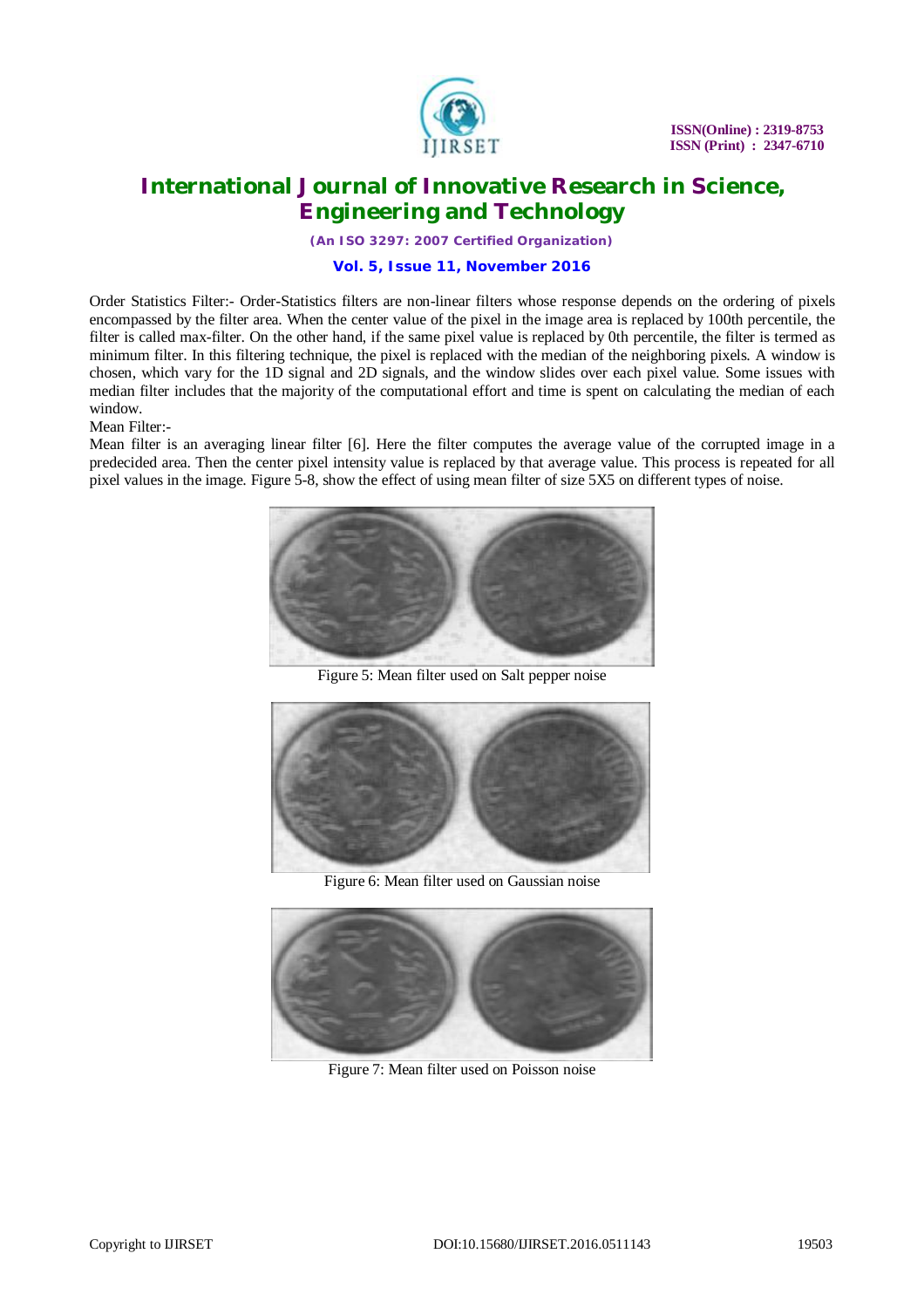Order Statistics Filter:- Order-Statistics filters are non-linear filters whose response depends on the ordering of pixels encompassed by the filter area. When the center value of the pixel in the image area is replaced by 100th percentile, the filter is called max-filter. On the other hand, if the same pixel value is replaced by 0th percentile, the filter is termed as minimum filter. In this filtering technique, the pixel is replaced with the median of the neighboring pixels. A window is chosen, which vary for the 1D signal and 2D signals, and the window slides over each pixel value. Some issues with median filter includes that the majority of the computational effort and time is spent on calculating the median of each window.

Mean Filter:-

Mean filter is an averaging linear filter [6]. Here the filter computes the average value of the corrupted image in a predecided area. Then the center pixel intensity value is replaced by that average value. This process is repeated for all pixel values in the image. Figure 5-8, show the effect of using mean filter of size 5X5 on different types of noise.

Figure 5: Mean filter used on Salt pepper noise

Figure 6: Mean filter used on Gaussian noise

Figure 7: Mean filter used on Poisson noise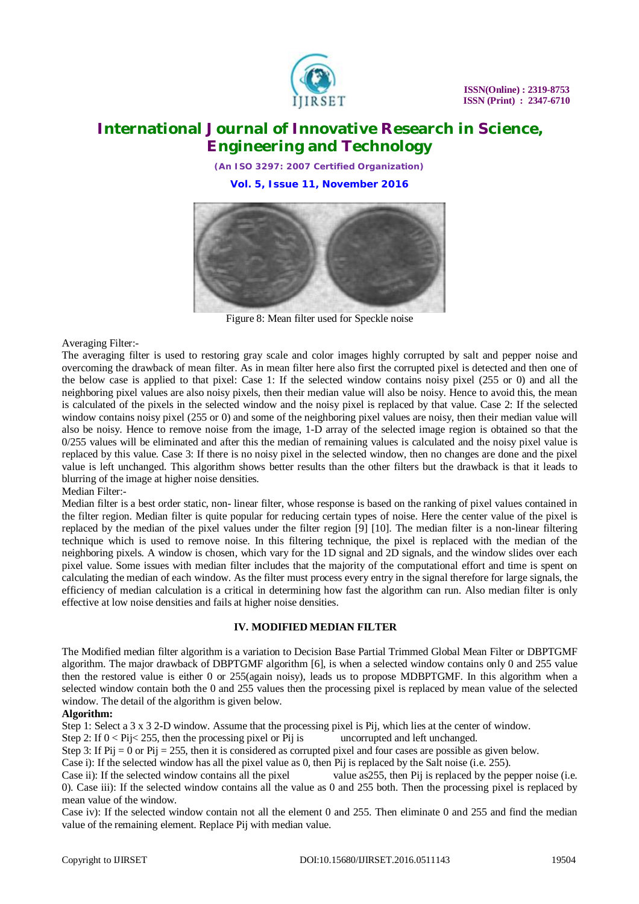Figure 8: Mean filter used for Speckle noise

Averaging Filter:-

The averaging filter is used to restoring gray scale and color images highly corrupted by salt and pepper noise and overcoming the drawback of mean filter. As in mean filter here also first the corrupted pixel is detected and then one of the below case is applied to that pixel: Case 1: If the selected window contains noisy pixel (255 or 0) and all the neighboring pixel values are also noisy pixels, then their median value will also be noisy. Hence to avoid this, the mean is calculated of the pixels in the selected window and the noisy pixel is replaced by that value. Case 2: If the selected window contains noisy pixel (255 or 0) and some of the neighboring pixel values are noisy, then their median value will also be noisy. Hence to remove noise from the image, 1-D array of the selected image region is obtained so that the 0/255 values will be eliminated and after this the median of remaining values is calculated and the noisy pixel value is replaced by this value. Case 3: If there is no noisy pixel in the selected window, then no changes are done and the pixel value is left unchanged. This algorithm shows better results than the other filters but the drawback is that it leads to blurring of the image at higher noise densities.

Median Filter:-

Median filter is a best order static, non- linear filter, whose response is based on the ranking of pixel values contained in the filter region. Median filter is quite popular for reducing certain types of noise. Here the center value of the pixel is replaced by the median of the pixel values under the filter region [9] [10]. The median filter is a non-linear filtering technique which is used to remove noise. In this filtering technique, the pixel is replaced with the median of the neighboring pixels. A window is chosen, which vary for the 1D signal and 2D signals, and the window slides over each pixel value. Some issues with median filter includes that the majority of the computational effort and time is spent on calculating the median of each window. As the filter must process every entry in the signal therefore for large signals, the efficiency of median calculation is a critical in determining how fast the algorithm can run. Also median filter is only effective at low noise densities and fails at higher noise densities.

## IV. MODIFIED MEDIAN FILTER

The Modified median filter algorithm is a variation to Decision Base Partial Trimmed Global Mean Filter or DBPTGMF algorithm. The major drawback of DBPTGMF algorithm [6], is when a selected window contains only 0 and 255 value then the restored value is either 0 or 255(again noisy), leads us to propose MDBPTGMF. In this algorithm when a selected window contain both the 0 and 255 values then the processing pixel is replaced by mean value of the selected window. The detail of the algorithm is given below.

**Algorithm:**

Step 1: Select a 3 x 3 2-D window. Assume that the processing pixel is Pij, which lies at the center of window.

Step 2: If $0 < Pij < 255$, then the processing pixel or Pij is uncorrupted and left unchanged.

Step 3: If $Pij = 0$ or $Pij = 255$, then it is considered as corrupted pixel and four cases are possible as given below.

Case i): If the selected window has all the pixel value as 0, then Pij is replaced by the Salt noise (i.e. 255).

Case ii): If the selected window contains all the pixel value as255, then Pij is replaced by the pepper noise (i.e. 0). Case iii): If the selected window contains all the value as 0 and 255 both. Then the processing pixel is replaced by mean value of the window.

Case iv): If the selected window contain not all the element 0 and 255. Then eliminate 0 and 255 and find the median value of the remaining element. Replace Pij with median value.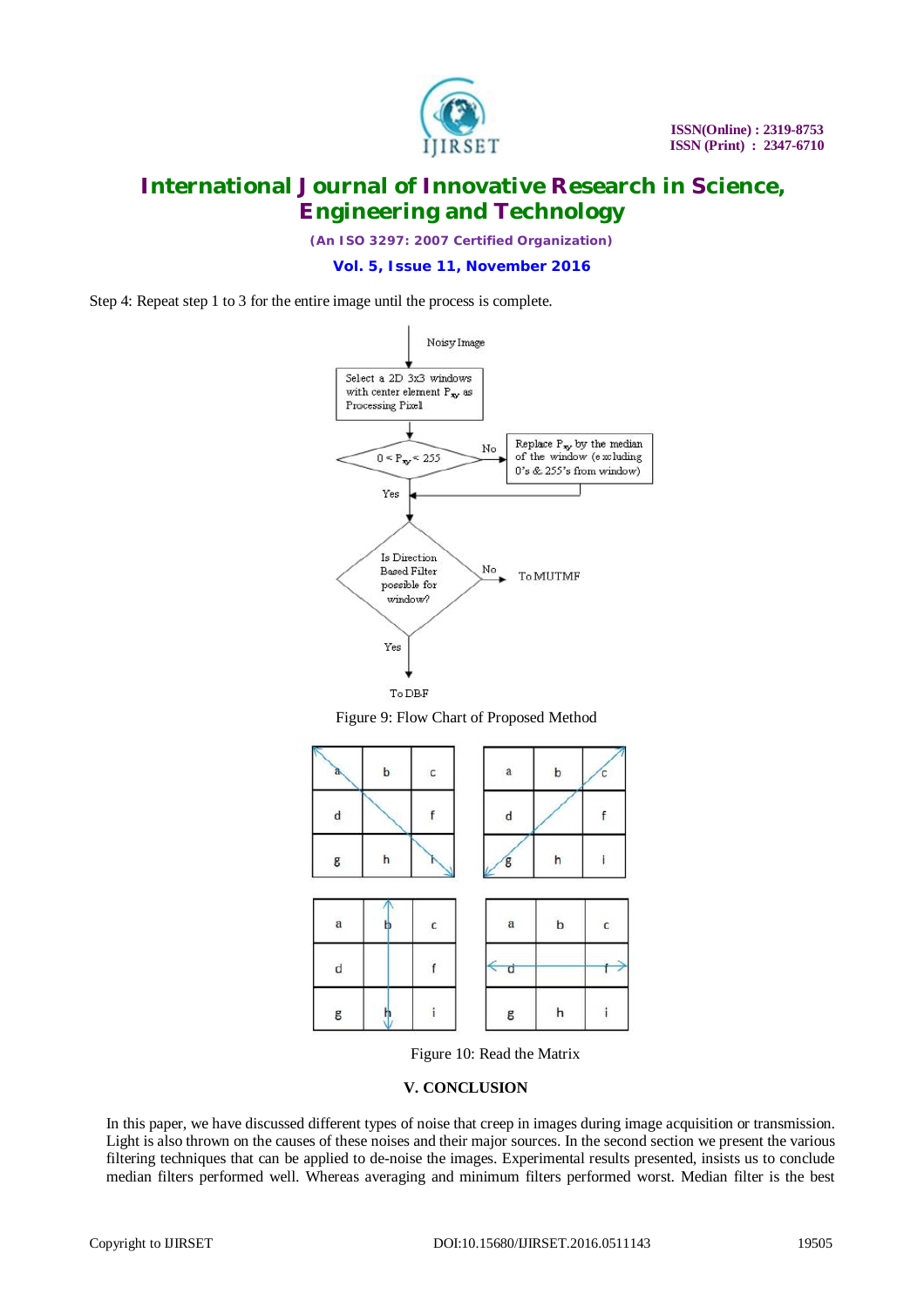Step 4: Repeat step 1 to 3 for the entire image until the process is complete.

Figure 9: Flow Chart of Proposed Method

Figure 10: Read the Matrix

## V. CONCLUSION

In this paper, we have discussed different types of noise that creep in images during image acquisition or transmission. Light is also thrown on the causes of these noises and their major sources. In the second section we present the various filtering techniques that can be applied to de-noise the images. Experimental results presented, insists us to conclude median filters performed well. Whereas averaging and minimum filters performed worst. Median filter is the best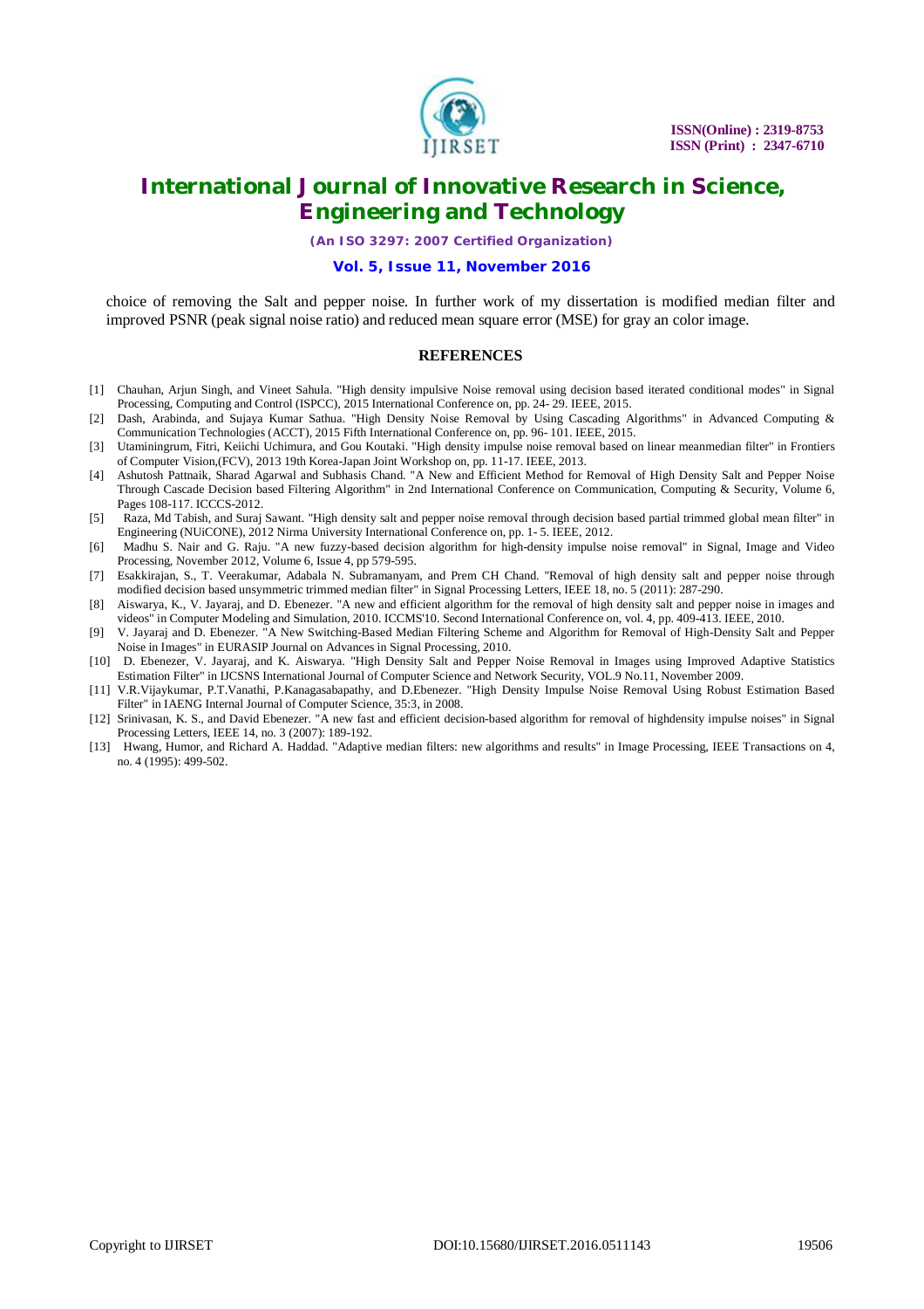choice of removing the Salt and pepper noise. In further work of my dissertation is modified median filter and improved PSNR (peak signal noise ratio) and reduced mean square error (MSE) for gray an color image.

## REFERENCES

[1] Chauhan, Arjun Singh, and Vineet Sahula. "High density impulsive Noise removal using decision based iterated conditional modes" in Signal Processing, Computing and Control (ISPCC), 2015 International Conference on, pp. 24- 29. IEEE, 2015.

[2] Dash, Arabinda, and Sujaya Kumar Sathua. "High Density Noise Removal by Using Cascading Algorithms" in Advanced Computing & Communication Technologies (ACCT), 2015 Fifth International Conference on, pp. 96- 101. IEEE, 2015.

[3] Utaminingrum, Fitri, Keiichi Uchimura, and Gou Koutaki. "High density impulse noise removal based on linear meanmedian filter" in Frontiers of Computer Vision,(FCV), 2013 19th Korea-Japan Joint Workshop on, pp. 11-17. IEEE, 2013.

[4] Ashutosh Pattnaik, Sharad Agarwal and Subhasis Chand. "A New and Efficient Method for Removal of High Density Salt and Pepper Noise Through Cascade Decision based Filtering Algorithm" in 2nd International Conference on Communication, Computing & Security, Volume 6, Pages 108-117. ICCCS-2012.

[5] Raza, Md Tabish, and Suraj Sawant. "High density salt and pepper noise removal through decision based partial trimmed global mean filter" in Engineering (NUiCONE), 2012 Nirma University International Conference on, pp. 1- 5. IEEE, 2012.

[6] Madhu S. Nair and G. Raju. "A new fuzzy-based decision algorithm for high-density impulse noise removal" in Signal, Image and Video Processing, November 2012, Volume 6, Issue 4, pp 579-595.

[7] Esakkirajan, S., T. Veerakumar, Adabala N. Subramanyam, and Prem CH Chand. "Removal of high density salt and pepper noise through modified decision based unsymmetric trimmed median filter" in Signal Processing Letters, IEEE 18, no. 5 (2011): 287-290.

[8] Aiswarya, K., V. Jayaraj, and D. Ebenezer. "A new and efficient algorithm for the removal of high density salt and pepper noise in images and videos" in Computer Modeling and Simulation, 2010. ICCMS'10. Second International Conference on, vol. 4, pp. 409-413. IEEE, 2010.

[9] V. Jayaraj and D. Ebenezer. "A New Switching-Based Median Filtering Scheme and Algorithm for Removal of High-Density Salt and Pepper Noise in Images" in EURASIP Journal on Advances in Signal Processing, 2010.

[10] D. Ebenezer, V. Jayaraj, and K. Aiswarya. "High Density Salt and Pepper Noise Removal in Images using Improved Adaptive Statistics Estimation Filter" in IJCSNS International Journal of Computer Science and Network Security, VOL.9 No.11, November 2009.

[11] V.R.Vijaykumar, P.T.Vanathi, P.Kanagasabapathy, and D.Ebenezer. "High Density Impulse Noise Removal Using Robust Estimation Based Filter" in IAENG Internal Journal of Computer Science, 35:3, in 2008.

[12] Srinivasan, K. S., and David Ebenezer. "A new fast and efficient decision-based algorithm for removal of highdensity impulse noises" in Signal Processing Letters, IEEE 14, no. 3 (2007): 189-192.

[13] Hwang, Humor, and Richard A. Haddad. "Adaptive median filters: new algorithms and results" in Image Processing, IEEE Transactions on 4, no. 4 (1995): 499-502.